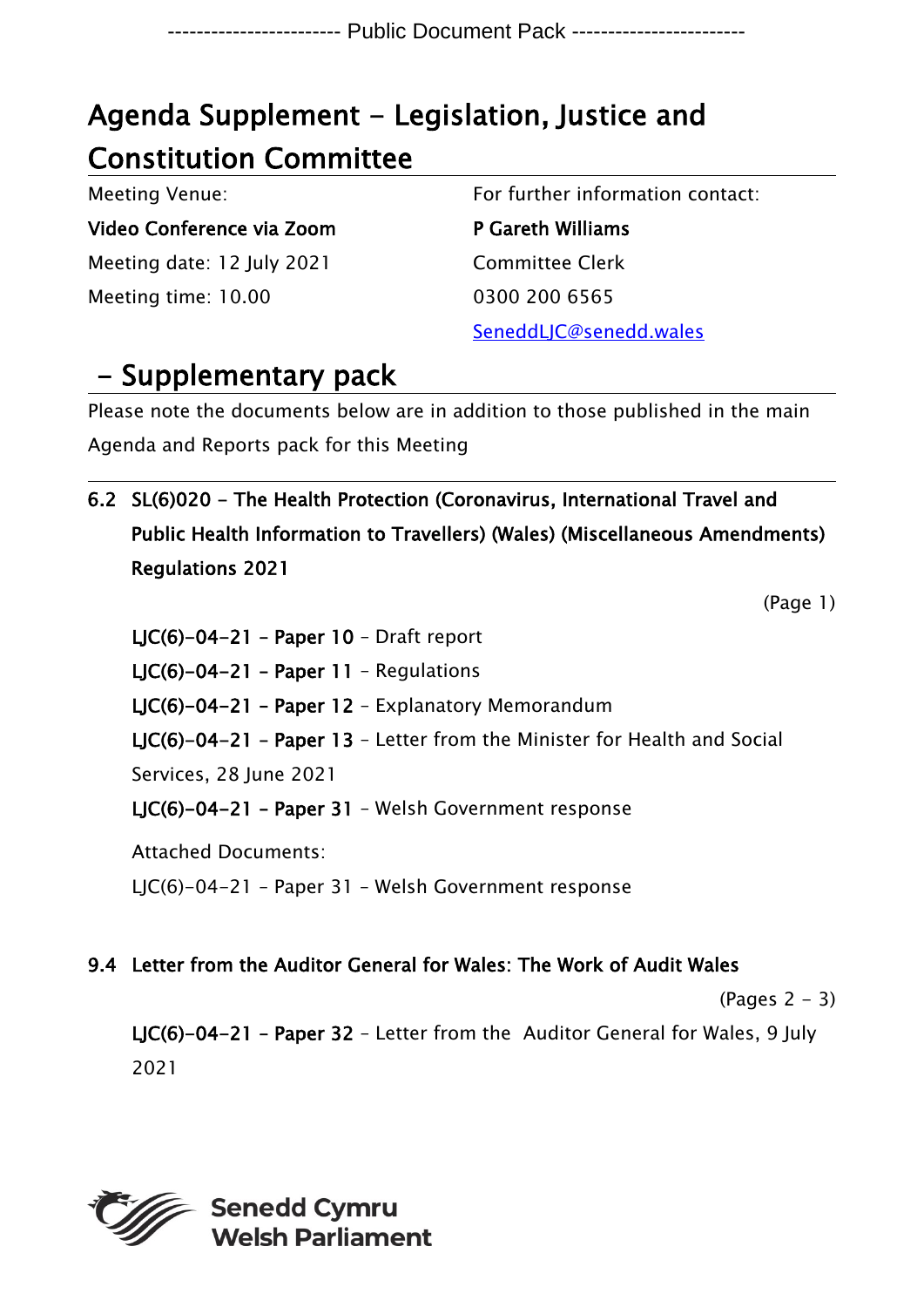------------------------ Public Document Pack ------------------------

# Agenda Supplement - Legislation, Justice and Constitution Committee

| | |
|---|---|
| Meeting Venue: | For further information contact: |
| **Video Conference via Zoom** | **P Gareth Williams** |
| Meeting date: 12 July 2021 | Committee Clerk |
| Meeting time: 10.00 | 0300 200 6565 |
| | SeneddLJC@senedd.wales |

## - Supplementary pack

Please note the documents below are in addition to those published in the main Agenda and Reports pack for this Meeting

**6.2 SL(6)020 - The Health Protection (Coronavirus, International Travel and Public Health Information to Travellers) (Wales) (Miscellaneous Amendments) Regulations 2021**

(Page 1)

**LJC(6)-04-21 - Paper 10** – Draft report

**LJC(6)-04-21 - Paper 11** – Regulations

**LJC(6)-04-21 - Paper 12** – Explanatory Memorandum

**LJC(6)-04-21 - Paper 13** – Letter from the Minister for Health and Social Services, 28 June 2021

**LJC(6)-04-21 - Paper 31** – Welsh Government response

Attached Documents:

LJC(6)-04-21 - Paper 31 - Welsh Government response

**9.4 Letter from the Auditor General for Wales: The Work of Audit Wales**

(Pages 2 - 3)

**LJC(6)-04-21 - Paper 32** – Letter from the Auditor General for Wales, 9 July 2021

Senedd Cymru
Welsh Parliament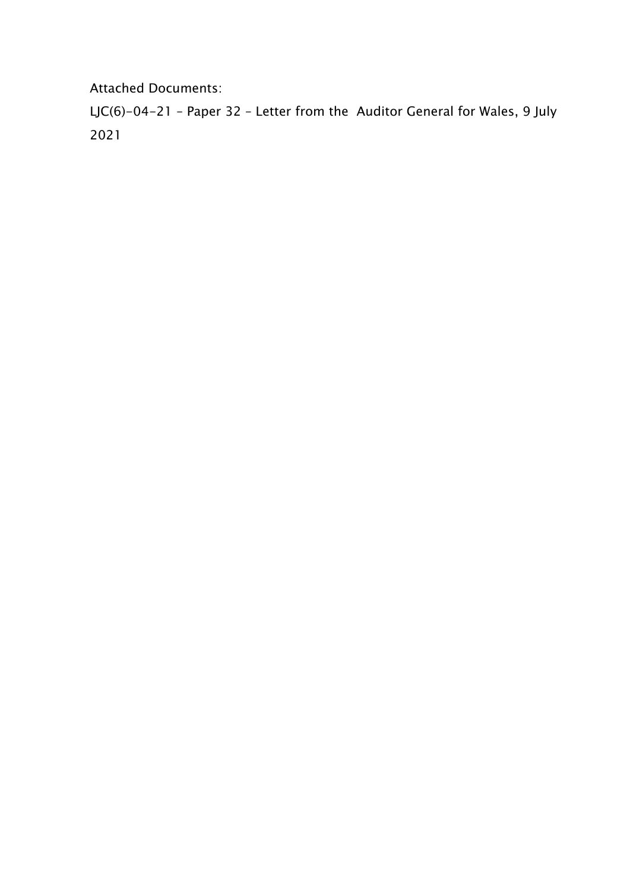Attached Documents:

LJC(6)-04-21 – Paper 32 – Letter from the  Auditor General for Wales, 9 July 2021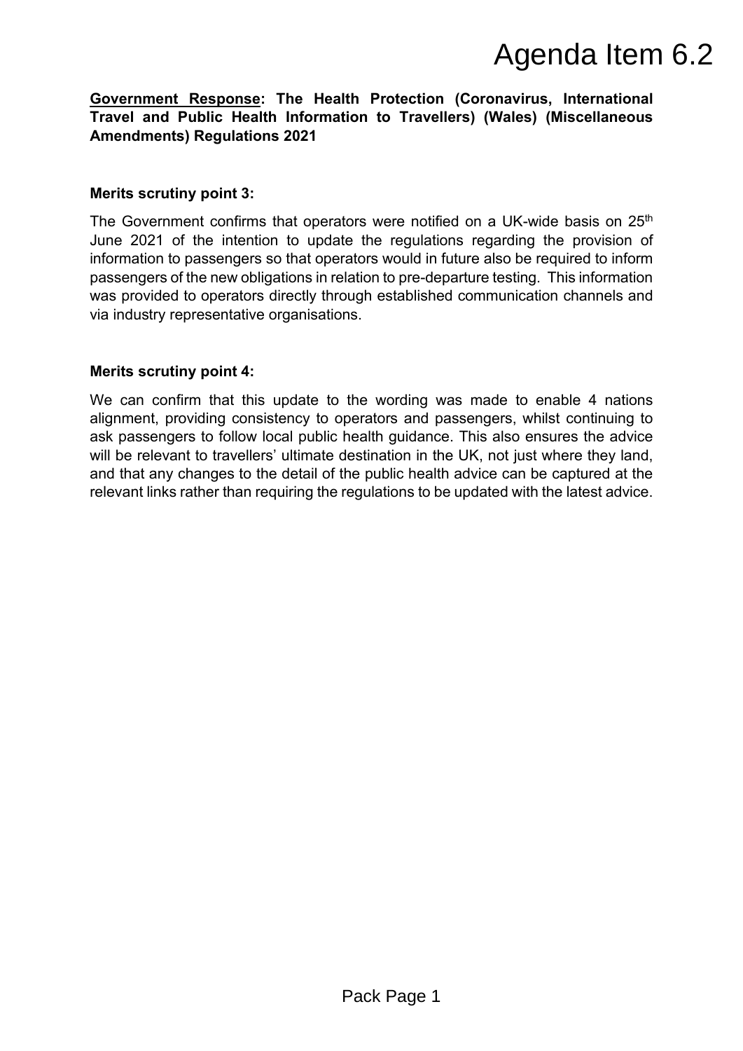Agenda Item 6.2

**<u>Government Response</u>: The Health Protection (Coronavirus, International Travel and Public Health Information to Travellers) (Wales) (Miscellaneous Amendments) Regulations 2021**

**Merits scrutiny point 3:**

The Government confirms that operators were notified on a UK-wide basis on 25th June 2021 of the intention to update the regulations regarding the provision of information to passengers so that operators would in future also be required to inform passengers of the new obligations in relation to pre-departure testing. This information was provided to operators directly through established communication channels and via industry representative organisations.

**Merits scrutiny point 4:**

We can confirm that this update to the wording was made to enable 4 nations alignment, providing consistency to operators and passengers, whilst continuing to ask passengers to follow local public health guidance. This also ensures the advice will be relevant to travellers' ultimate destination in the UK, not just where they land, and that any changes to the detail of the public health advice can be captured at the relevant links rather than requiring the regulations to be updated with the latest advice.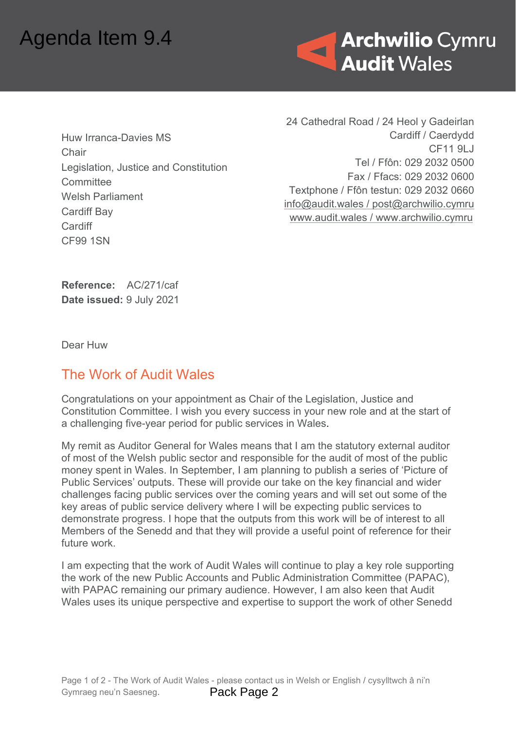Agenda Item 9.4

**Archwilio Cymru**
**Audit Wales**

Huw Irranca-Davies MS
Chair
Legislation, Justice and Constitution Committee
Welsh Parliament
Cardiff Bay
Cardiff
CF99 1SN

24 Cathedral Road / 24 Heol y Gadeirlan
Cardiff / Caerdydd
CF11 9LJ
Tel / Ffôn: 029 2032 0500
Fax / Ffacs: 029 2032 0600
Textphone / Ffôn testun: 029 2032 0660
info@audit.wales / post@archwilio.cymru
www.audit.wales / www.archwilio.cymru

**Reference:** AC/271/caf
**Date issued:** 9 July 2021

Dear Huw

## The Work of Audit Wales

Congratulations on your appointment as Chair of the Legislation, Justice and Constitution Committee. I wish you every success in your new role and at the start of a challenging five-year period for public services in Wales.

My remit as Auditor General for Wales means that I am the statutory external auditor of most of the Welsh public sector and responsible for the audit of most of the public money spent in Wales. In September, I am planning to publish a series of 'Picture of Public Services' outputs. These will provide our take on the key financial and wider challenges facing public services over the coming years and will set out some of the key areas of public service delivery where I will be expecting public services to demonstrate progress. I hope that the outputs from this work will be of interest to all Members of the Senedd and that they will provide a useful point of reference for their future work.

I am expecting that the work of Audit Wales will continue to play a key role supporting the work of the new Public Accounts and Public Administration Committee (PAPAC), with PAPAC remaining our primary audience. However, I am also keen that Audit Wales uses its unique perspective and expertise to support the work of other Senedd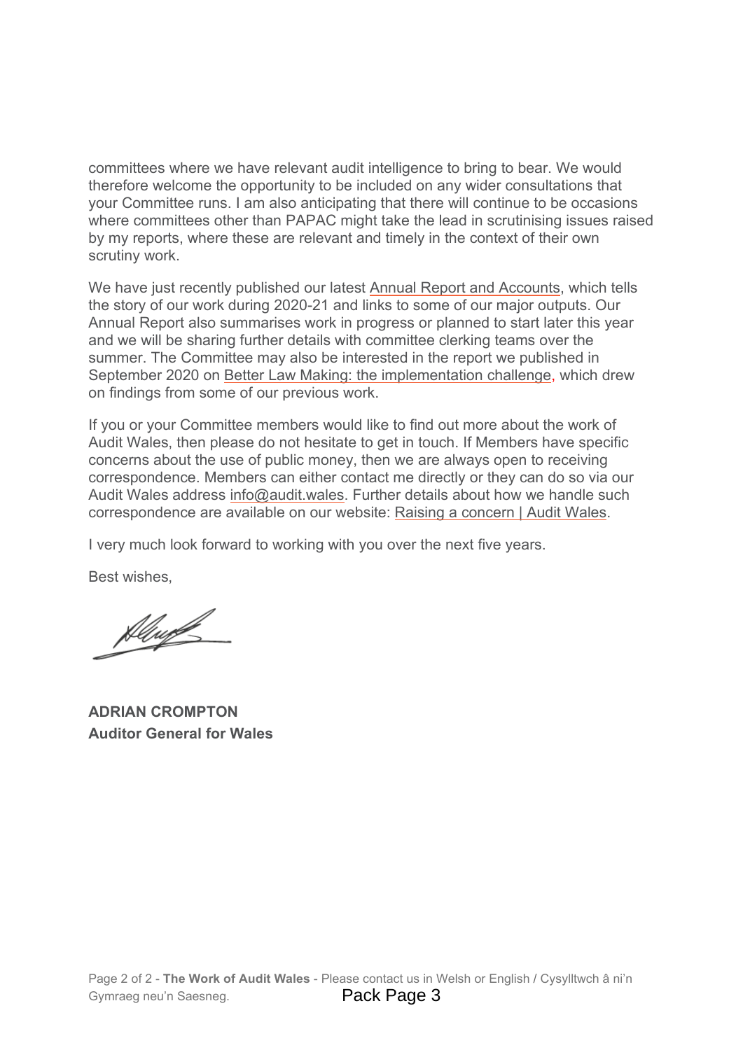committees where we have relevant audit intelligence to bring to bear. We would therefore welcome the opportunity to be included on any wider consultations that your Committee runs. I am also anticipating that there will continue to be occasions where committees other than PAPAC might take the lead in scrutinising issues raised by my reports, where these are relevant and timely in the context of their own scrutiny work.

We have just recently published our latest Annual Report and Accounts, which tells the story of our work during 2020-21 and links to some of our major outputs. Our Annual Report also summarises work in progress or planned to start later this year and we will be sharing further details with committee clerking teams over the summer. The Committee may also be interested in the report we published in September 2020 on Better Law Making: the implementation challenge, which drew on findings from some of our previous work.

If you or your Committee members would like to find out more about the work of Audit Wales, then please do not hesitate to get in touch. If Members have specific concerns about the use of public money, then we are always open to receiving correspondence. Members can either contact me directly or they can do so via our Audit Wales address info@audit.wales. Further details about how we handle such correspondence are available on our website: Raising a concern | Audit Wales.

I very much look forward to working with you over the next five years.

Best wishes,

**ADRIAN CROMPTON**
**Auditor General for Wales**